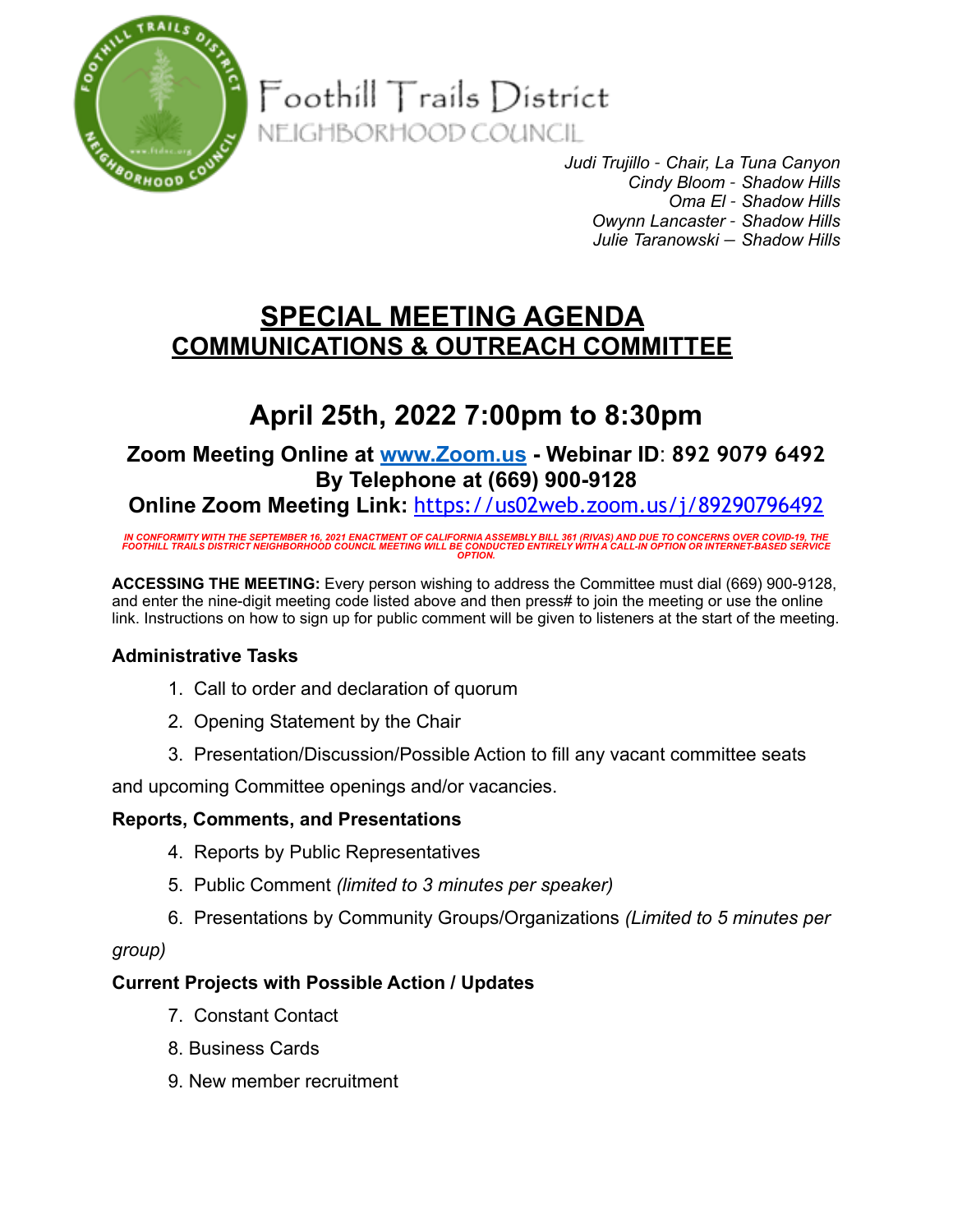Foothill Trails District
NEIGHBORHOOD COUNCIL

*Judi Trujillo - Chair, La Tuna Canyon*
*Cindy Bloom - Shadow Hills*
*Oma El - Shadow Hills*
*Owynn Lancaster - Shadow Hills*
*Julie Taranowski – Shadow Hills*

# SPECIAL MEETING AGENDA
## COMMUNICATIONS & OUTREACH COMMITTEE

# April 25th, 2022 7:00pm to 8:30pm

**Zoom Meeting Online at [www.Zoom.us](www.Zoom.us) - Webinar ID: 892 9079 6492**
**By Telephone at (669) 900-9128**
**Online Zoom Meeting Link: [https://us02web.zoom.us/j/89290796492](https://us02web.zoom.us/j/89290796492)**

***IN CONFORMITY WITH THE SEPTEMBER 16, 2021 ENACTMENT OF CALIFORNIA ASSEMBLY BILL 361 (RIVAS) AND DUE TO CONCERNS OVER COVID-19, THE FOOTHILL TRAILS DISTRICT NEIGHBORHOOD COUNCIL MEETING WILL BE CONDUCTED ENTIRELY WITH A CALL-IN OPTION OR INTERNET-BASED SERVICE OPTION.***

**ACCESSING THE MEETING:** Every person wishing to address the Committee must dial (669) 900-9128, and enter the nine-digit meeting code listed above and then press# to join the meeting or use the online link. Instructions on how to sign up for public comment will be given to listeners at the start of the meeting.

### Administrative Tasks

1. Call to order and declaration of quorum
2. Opening Statement by the Chair
3. Presentation/Discussion/Possible Action to fill any vacant committee seats and upcoming Committee openings and/or vacancies.

### Reports, Comments, and Presentations

4. Reports by Public Representatives
5. Public Comment *(limited to 3 minutes per speaker)*
6. Presentations by Community Groups/Organizations *(Limited to 5 minutes per group)*

### Current Projects with Possible Action / Updates

7. Constant Contact
8. Business Cards
9. New member recruitment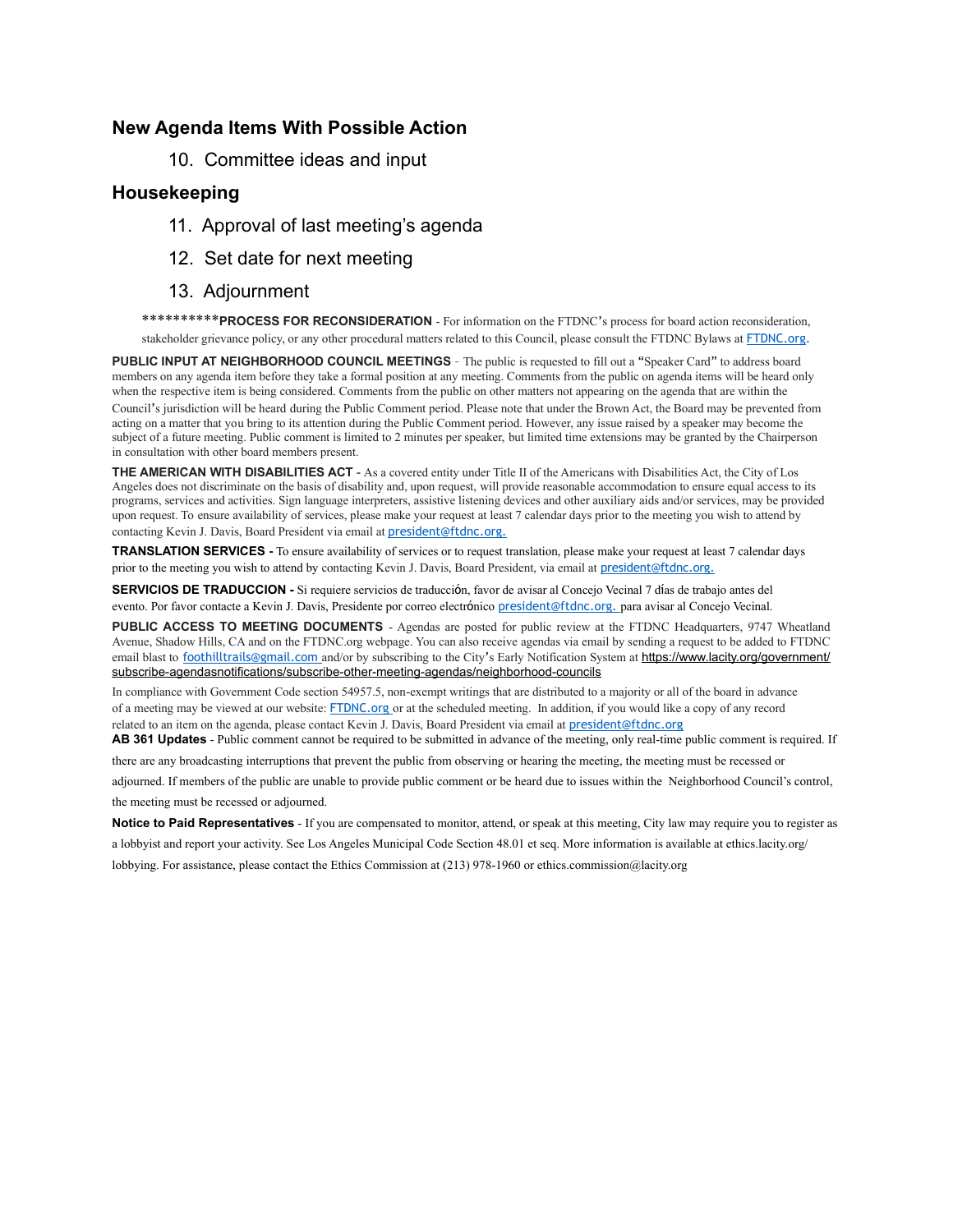## New Agenda Items With Possible Action

10. Committee ideas and input

## Housekeeping

11. Approval of last meeting's agenda
12. Set date for next meeting
13. Adjournment

**********PROCESS FOR RECONSIDERATION** - For information on the FTDNC's process for board action reconsideration, stakeholder grievance policy, or any other procedural matters related to this Council, please consult the FTDNC Bylaws at FTDNC.org.

**PUBLIC INPUT AT NEIGHBORHOOD COUNCIL MEETINGS** - The public is requested to fill out a "Speaker Card" to address board members on any agenda item before they take a formal position at any meeting. Comments from the public on agenda items will be heard only when the respective item is being considered. Comments from the public on other matters not appearing on the agenda that are within the Council's jurisdiction will be heard during the Public Comment period. Please note that under the Brown Act, the Board may be prevented from acting on a matter that you bring to its attention during the Public Comment period. However, any issue raised by a speaker may become the subject of a future meeting. Public comment is limited to 2 minutes per speaker, but limited time extensions may be granted by the Chairperson in consultation with other board members present.

**THE AMERICAN WITH DISABILITIES ACT** - As a covered entity under Title II of the Americans with Disabilities Act, the City of Los Angeles does not discriminate on the basis of disability and, upon request, will provide reasonable accommodation to ensure equal access to its programs, services and activities. Sign language interpreters, assistive listening devices and other auxiliary aids and/or services, may be provided upon request. To ensure availability of services, please make your request at least 7 calendar days prior to the meeting you wish to attend by contacting Kevin J. Davis, Board President via email at president@ftdnc.org.

**TRANSLATION SERVICES -** To ensure availability of services or to request translation, please make your request at least 7 calendar days prior to the meeting you wish to attend by contacting Kevin J. Davis, Board President, via email at president@ftdnc.org.

**SERVICIOS DE TRADUCCION -** Si requiere servicios de traducción, favor de avisar al Concejo Vecinal 7 días de trabajo antes del evento. Por favor contacte a Kevin J. Davis, Presidente por correo electrónico president@ftdnc.org. para avisar al Concejo Vecinal.

**PUBLIC ACCESS TO MEETING DOCUMENTS** - Agendas are posted for public review at the FTDNC Headquarters, 9747 Wheatland Avenue, Shadow Hills, CA and on the FTDNC.org webpage. You can also receive agendas via email by sending a request to be added to FTDNC email blast to foothilltrails@gmail.com and/or by subscribing to the City's Early Notification System at https://www.lacity.org/government/subscribe-agendasnotifications/subscribe-other-meeting-agendas/neighborhood-councils

In compliance with Government Code section 54957.5, non-exempt writings that are distributed to a majority or all of the board in advance of a meeting may be viewed at our website: FTDNC.org or at the scheduled meeting. In addition, if you would like a copy of any record related to an item on the agenda, please contact Kevin J. Davis, Board President via email at president@ftdnc.org

**AB 361 Updates** - Public comment cannot be required to be submitted in advance of the meeting, only real-time public comment is required. If there are any broadcasting interruptions that prevent the public from observing or hearing the meeting, the meeting must be recessed or adjourned. If members of the public are unable to provide public comment or be heard due to issues within the Neighborhood Council's control, the meeting must be recessed or adjourned.

**Notice to Paid Representatives** - If you are compensated to monitor, attend, or speak at this meeting, City law may require you to register as a lobbyist and report your activity. See Los Angeles Municipal Code Section 48.01 et seq. More information is available at ethics.lacity.org/lobbying. For assistance, please contact the Ethics Commission at (213) 978-1960 or ethics.commission@lacity.org